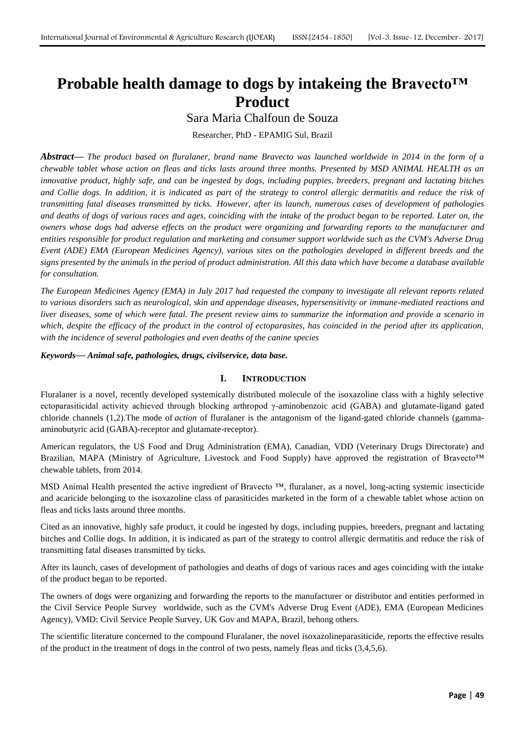# Probable health damage to dogs by intakeing the Bravecto™ Product

Sara Maria Chalfoun de Souza

Researcher, PhD - EPAMIG Sul, Brazil

***Abstract*— *The product based on fluralaner, brand name Bravecto was launched worldwide in 2014 in the form of a chewable tablet whose action on fleas and ticks lasts around three months. Presented by MSD ANIMAL HEALTH as an innovative product, highly safe, and can be ingested by dogs, including puppies, breeders, pregnant and lactating bitches and Collie dogs. In addition, it is indicated as part of the strategy to control allergic dermatitis and reduce the risk of transmitting fatal diseases transmitted by ticks. However, after its launch, numerous cases of development of pathologies and deaths of dogs of various races and ages, coinciding with the intake of the product began to be reported. Later on, the owners whose dogs had adverse effects on the product were organizing and forwarding reports to the manufacturer and entities responsible for product regulation and marketing and consumer support worldwide such as the CVM's Adverse Drug Event (ADE) EMA (European Medicines Agency), various sites on the pathologies developed in different breeds and the signs presented by the animals in the period of product administration. All this data which have become a database available for consultation.*

*The European Medicines Agency (EMA) in July 2017 had requested the company to investigate all relevant reports related to various disorders such as neurological, skin and appendage diseases, hypersensitivity or immune-mediated reactions and liver diseases, some of which were fatal. The present review aims to summarize the information and provide a scenario in which, despite the efficacy of the product in the control of ectoparasites, has coincided in the period after its application, with the incidence of several pathologies and even deaths of the canine species*

***Keywords*— *Animal safe, pathologies, drugs, civilservice, data base.***

## I. INTRODUCTION

Fluralaner is a novel, recently developed systemically distributed molecule of the isoxazoline class with a highly selective ectoparasiticidal activity achieved through blocking arthropod γ-aminobenzoic acid (GABA) and glutamate-ligand gated chloride channels (1,2).The mode of *action* of fluralaner is the antagonism of the ligand-gated chloride channels (gamma-aminobutyric acid (GABA)-receptor and glutamate-receptor).

American regulators, the US Food and Drug Administration (EMA), Canadian, VDD (Veterinary Drugs Directorate) and Brazilian, MAPA (Ministry of Agriculture, Livestock and Food Supply) have approved the registration of Bravecto™ chewable tablets, from 2014.

MSD Animal Health presented the active ingredient of Bravecto ™, fluralaner, as a novel, long-acting systemic insecticide and acaricide belonging to the isoxazoline class of parasiticides marketed in the form of a chewable tablet whose action on fleas and ticks lasts around three months.

Cited as an innovative, highly safe product, it could be ingested by dogs, including puppies, breeders, pregnant and lactating bitches and Collie dogs. In addition, it is indicated as part of the strategy to control allergic dermatitis and reduce the risk of transmitting fatal diseases transmitted by ticks.

After its launch, cases of development of pathologies and deaths of dogs of various races and ages coinciding with the intake of the product began to be reported.

The owners of dogs were organizing and forwarding the reports to the manufacturer or distributor and entities performed in the Civil Service People Survey worldwide, such as the CVM's Adverse Drug Event (ADE), EMA (European Medicines Agency), VMD: Civil Service People Survey, UK Gov and MAPA, Brazil, behong others.

The scientific literature concerned to the compound Fluralaner, the novel isoxazolineparasiticide, reports the effective results of the product in the treatment of dogs in the control of two pests, namely fleas and ticks (3,4,5,6).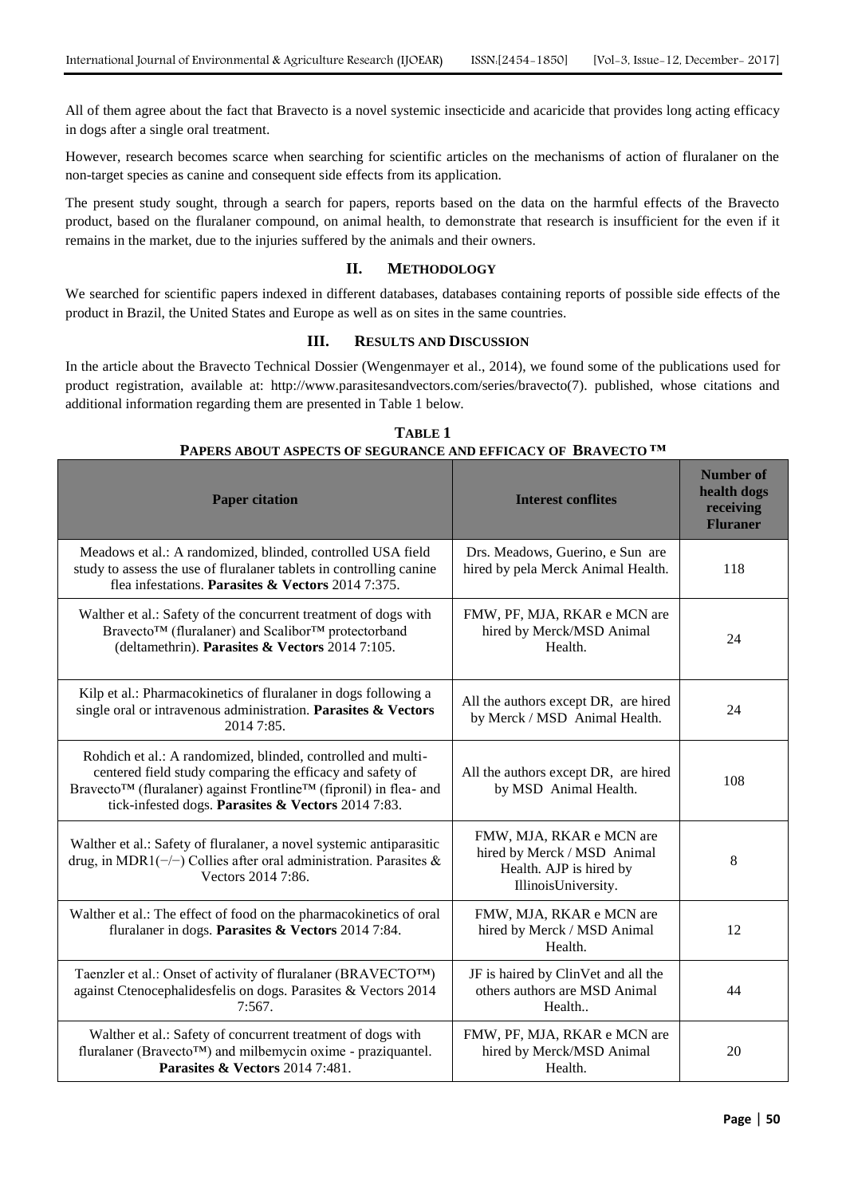All of them agree about the fact that Bravecto is a novel systemic insecticide and acaricide that provides long acting efficacy in dogs after a single oral treatment.

However, research becomes scarce when searching for scientific articles on the mechanisms of action of fluralaner on the non-target species as canine and consequent side effects from its application.

The present study sought, through a search for papers, reports based on the data on the harmful effects of the Bravecto product, based on the fluralaner compound, on animal health, to demonstrate that research is insufficient for the even if it remains in the market, due to the injuries suffered by the animals and their owners.

## II. METHODOLOGY

We searched for scientific papers indexed in different databases, databases containing reports of possible side effects of the product in Brazil, the United States and Europe as well as on sites in the same countries.

## III. RESULTS AND DISCUSSION

In the article about the Bravecto Technical Dossier (Wengenmayer et al., 2014), we found some of the publications used for product registration, available at: http://www.parasitesandvectors.com/series/bravecto(7). published, whose citations and additional information regarding them are presented in Table 1 below.

**TABLE 1**
**PAPERS ABOUT ASPECTS OF SEGURANCE AND EFFICACY OF BRAVECTO ™**

| Paper citation | Interest conflites | Number of health dogs receiving Fluraner |
|---|---|---|
| Meadows et al.: A randomized, blinded, controlled USA field study to assess the use of fluralaner tablets in controlling canine flea infestations. **Parasites & Vectors** 2014 7:375. | Drs. Meadows, Guerino, e Sun are hired by pela Merck Animal Health. | 118 |
| Walther et al.: Safety of the concurrent treatment of dogs with Bravecto™ (fluralaner) and Scalibor™ protectorband (deltamethrin). **Parasites & Vectors** 2014 7:105. | FMW, PF, MJA, RKAR e MCN are hired by Merck/MSD Animal Health. | 24 |
| Kilp et al.: Pharmacokinetics of fluralaner in dogs following a single oral or intravenous administration. **Parasites & Vectors** 2014 7:85. | All the authors except DR, are hired by Merck / MSD Animal Health. | 24 |
| Rohdich et al.: A randomized, blinded, controlled and multi-centered field study comparing the efficacy and safety of Bravecto™ (fluralaner) against Frontline™ (fipronil) in flea- and tick-infested dogs. **Parasites & Vectors** 2014 7:83. | All the authors except DR, are hired by MSD Animal Health. | 108 |
| Walther et al.: Safety of fluralaner, a novel systemic antiparasitic drug, in MDR1(−/−) Collies after oral administration. Parasites & Vectors 2014 7:86. | FMW, MJA, RKAR e MCN are hired by Merck / MSD Animal Health. AJP is hired by IllinoisUniversity. | 8 |
| Walther et al.: The effect of food on the pharmacokinetics of oral fluralaner in dogs. **Parasites & Vectors** 2014 7:84. | FMW, MJA, RKAR e MCN are hired by Merck / MSD Animal Health. | 12 |
| Taenzler et al.: Onset of activity of fluralaner (BRAVECTO™) against Ctenocephalidesfelis on dogs. Parasites & Vectors 2014 7:567. | JF is haired by ClinVet and all the others authors are MSD Animal Health.. | 44 |
| Walther et al.: Safety of concurrent treatment of dogs with fluralaner (Bravecto™) and milbemycin oxime - praziquantel. **Parasites & Vectors** 2014 7:481. | FMW, PF, MJA, RKAR e MCN are hired by Merck/MSD Animal Health. | 20 |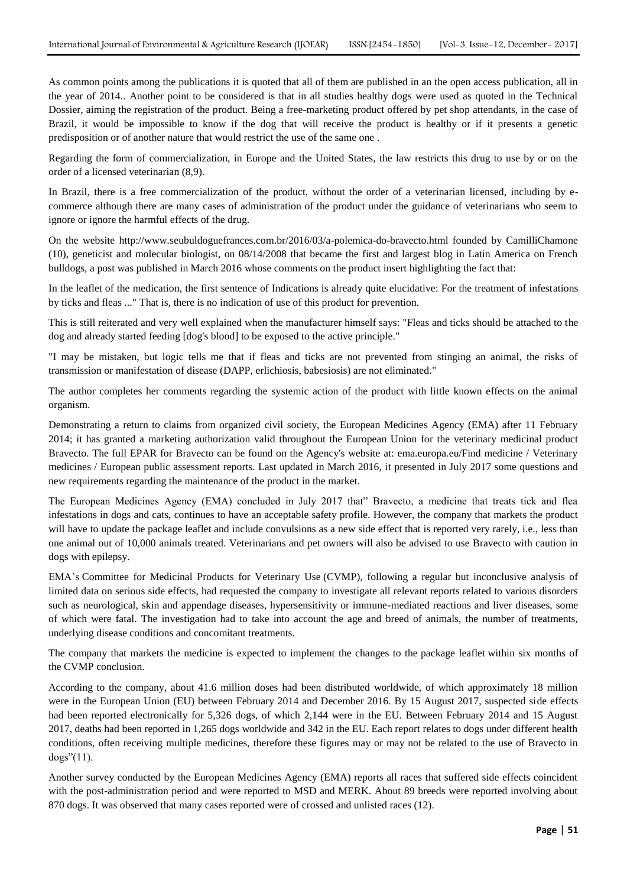As common points among the publications it is quoted that all of them are published in an the open access publication, all in the year of 2014.. Another point to be considered is that in all studies healthy dogs were used as quoted in the Technical Dossier, aiming the registration of the product. Being a free-marketing product offered by pet shop attendants, in the case of Brazil, it would be impossible to know if the dog that will receive the product is healthy or if it presents a genetic predisposition or of another nature that would restrict the use of the same one .

Regarding the form of commercialization, in Europe and the United States, the law restricts this drug to use by or on the order of a licensed veterinarian (8,9).

In Brazil, there is a free commercialization of the product, without the order of a veterinarian licensed, including by e-commerce although there are many cases of administration of the product under the guidance of veterinarians who seem to ignore or ignore the harmful effects of the drug.

On the website http://www.seubuldoguefrances.com.br/2016/03/a-polemica-do-bravecto.html founded by CamilliChamone (10), geneticist and molecular biologist, on 08/14/2008 that became the first and largest blog in Latin America on French bulldogs, a post was published in March 2016 whose comments on the product insert highlighting the fact that:

In the leaflet of the medication, the first sentence of Indications is already quite elucidative: For the treatment of infestations by ticks and fleas ..." That is, there is no indication of use of this product for prevention.

This is still reiterated and very well explained when the manufacturer himself says: "Fleas and ticks should be attached to the dog and already started feeding [dog's blood] to be exposed to the active principle."

"I may be mistaken, but logic tells me that if fleas and ticks are not prevented from stinging an animal, the risks of transmission or manifestation of disease (DAPP, erlichiosis, babesiosis) are not eliminated."

The author completes her comments regarding the systemic action of the product with little known effects on the animal organism.

Demonstrating a return to claims from organized civil society, the European Medicines Agency (EMA) after 11 February 2014; it has granted a marketing authorization valid throughout the European Union for the veterinary medicinal product Bravecto. The full EPAR for Bravecto can be found on the Agency's website at: ema.europa.eu/Find medicine / Veterinary medicines / European public assessment reports. Last updated in March 2016, it presented in July 2017 some questions and new requirements regarding the maintenance of the product in the market.

The European Medicines Agency (EMA) concluded in July 2017 that" Bravecto, a medicine that treats tick and flea infestations in dogs and cats, continues to have an acceptable safety profile. However, the company that markets the product will have to update the package leaflet and include convulsions as a new side effect that is reported very rarely, i.e., less than one animal out of 10,000 animals treated. Veterinarians and pet owners will also be advised to use Bravecto with caution in dogs with epilepsy.

EMA's Committee for Medicinal Products for Veterinary Use (CVMP), following a regular but inconclusive analysis of limited data on serious side effects, had requested the company to investigate all relevant reports related to various disorders such as neurological, skin and appendage diseases, hypersensitivity or immune-mediated reactions and liver diseases, some of which were fatal. The investigation had to take into account the age and breed of animals, the number of treatments, underlying disease conditions and concomitant treatments.

The company that markets the medicine is expected to implement the changes to the package leaflet within six months of the CVMP conclusion.

According to the company, about 41.6 million doses had been distributed worldwide, of which approximately 18 million were in the European Union (EU) between February 2014 and December 2016. By 15 August 2017, suspected side effects had been reported electronically for 5,326 dogs, of which 2,144 were in the EU. Between February 2014 and 15 August 2017, deaths had been reported in 1,265 dogs worldwide and 342 in the EU. Each report relates to dogs under different health conditions, often receiving multiple medicines, therefore these figures may or may not be related to the use of Bravecto in dogs"(11).

Another survey conducted by the European Medicines Agency (EMA) reports all races that suffered side effects coincident with the post-administration period and were reported to MSD and MERK. About 89 breeds were reported involving about 870 dogs. It was observed that many cases reported were of crossed and unlisted races (12).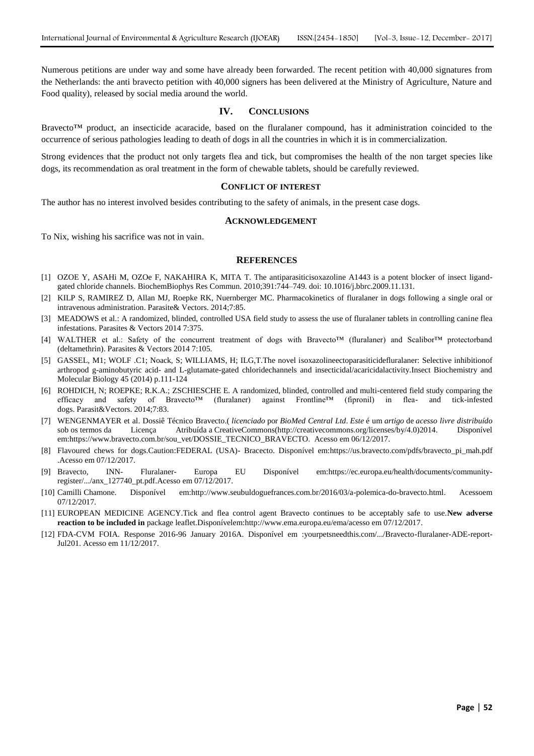Numerous petitions are under way and some have already been forwarded. The recent petition with 40,000 signatures from the Netherlands: the anti bravecto petition with 40,000 signers has been delivered at the Ministry of Agriculture, Nature and Food quality), released by social media around the world.

## IV. CONCLUSIONS

Bravecto™ product, an insecticide acaracide, based on the fluralaner compound, has it administration coincided to the occurrence of serious pathologies leading to death of dogs in all the countries in which it is in commercialization.

Strong evidences that the product not only targets flea and tick, but compromises the health of the non target species like dogs, its recommendation as oral treatment in the form of chewable tablets, should be carefully reviewed.

## CONFLICT OF INTEREST

The author has no interest involved besides contributing to the safety of animals, in the present case dogs.

## ACKNOWLEDGEMENT

To Nix, wishing his sacrifice was not in vain.

## REFERENCES

[1] OZOE Y, ASAHi M, OZOe F, NAKAHIRA K, MITA T. The antiparasiticisoxazoline A1443 is a potent blocker of insect ligand-gated chloride channels. BiochemBiophys Res Commun. 2010;391:744–749. doi: 10.1016/j.bbrc.2009.11.131.

[2] KILP S, RAMIREZ D, Allan MJ, Roepke RK, Nuernberger MC. Pharmacokinetics of fluralaner in dogs following a single oral or intravenous administration. Parasite& Vectors. 2014;7:85.

[3] MEADOWS et al.: A randomized, blinded, controlled USA field study to assess the use of fluralaner tablets in controlling canine flea infestations. Parasites & Vectors 2014 7:375.

[4] WALTHER et al.: Safety of the concurrent treatment of dogs with Bravecto™ (fluralaner) and Scalibor™ protectorband (deltamethrin). Parasites & Vectors 2014 7:105.

[5] GASSEL, M1; WOLF .C1; Noack, S; WILLIAMS, H; ILG,T.The novel isoxazolineectoparasiticidefluralaner: Selective inhibitionof arthropod g-aminobutyric acid- and L-glutamate-gated chloridechannels and insecticidal/acaricidalactivity.Insect Biochemistry and Molecular Biology 45 (2014) p.111-124

[6] ROHDICH, N; ROEPKE; R.K.A.; ZSCHIESCHE E. A randomized, blinded, controlled and multi-centered field study comparing the efficacy and safety of Bravecto™ (fluralaner) against Frontline™ (fipronil) in flea- and tick-infested dogs. Parasit&Vectors. 2014;7:83.

[7] WENGENMAYER et al. Dossiê Técnico Bravecto.( *licenciado* por *BioMed Central Ltd*. *Este* é um *artigo* de *acesso livre distribuído* sob os termos da Licença Atribuída a CreativeCommons(http://creativecommons.org/licenses/by/4.0)2014. Disponível em:https://www.bravecto.com.br/sou_vet/DOSSIE_TECNICO_BRAVECTO. Acesso em 06/12/2017.

[8] Flavoured chews for dogs.Caution:FEDERAL (USA)- Bracecto. Disponível em:https://us.bravecto.com/pdfs/bravecto_pi_mah.pdf .Acesso em 07/12/2017.

[9] Bravecto, INN- Fluralaner- Europa EU Disponível em:https://ec.europa.eu/health/documents/community-register/.../anx_127740_pt.pdf.Acesso em 07/12/2017.

[10] Camilli Chamone. Disponível em:http://www.seubuldoguefrances.com.br/2016/03/a-polemica-do-bravecto.html. Acessoem 07/12/2017.

[11] EUROPEAN MEDICINE AGENCY.Tick and flea control agent Bravecto continues to be acceptably safe to use.**New adverse reaction to be included in** package leaflet.Disponívelem:http://www.ema.europa.eu/ema/acesso em 07/12/2017.

[12] FDA-CVM FOIA. Response 2016-96 January 2016A. Disponível em :yourpetsneedthis.com/.../Bravecto-fluralaner-ADE-report-Jul201. Acesso em 11/12/2017.